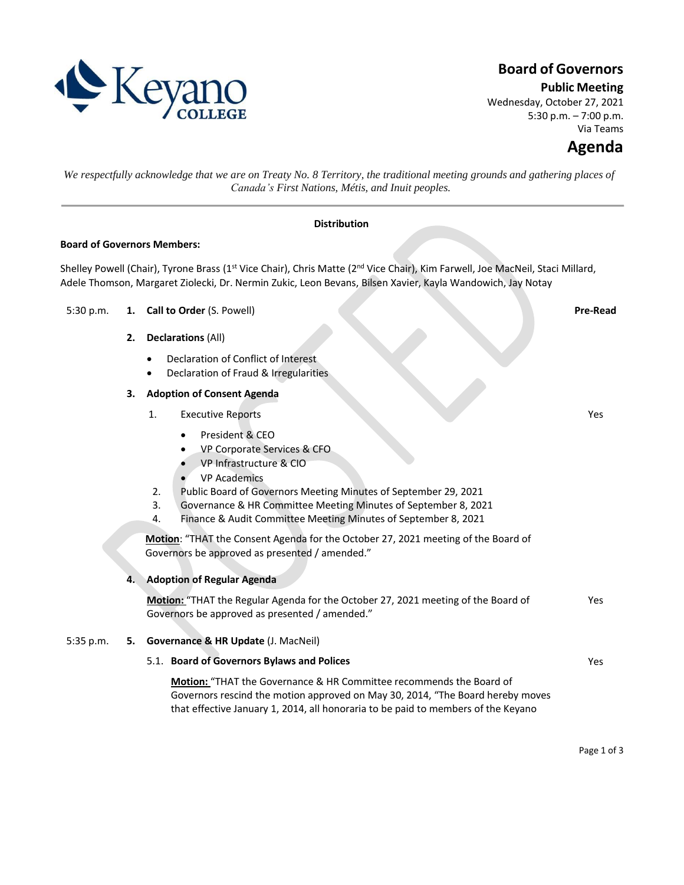# Board of Governors

**Public Meeting**

Wednesday, October 27, 2021

5:30 p.m. – 7:00 p.m.

Via Teams

# Agenda

*We respectfully acknowledge that we are on Treaty No. 8 Territory, the traditional meeting grounds and gathering places of Canada's First Nations, Métis, and Inuit peoples.*

---

**Distribution**

**Board of Governors Members:**

Shelley Powell (Chair), Tyrone Brass (1st Vice Chair), Chris Matte (2nd Vice Chair), Kim Farwell, Joe MacNeil, Staci Millard, Adele Thomson, Margaret Ziolecki, Dr. Nermin Zukic, Leon Bevans, Bilsen Xavier, Kayla Wandowich, Jay Notay

| Time | Item | Pre-Read |
|---|---|---|
| 5:30 p.m. | **1. Call to Order** (S. Powell) | |

**2. Declarations** (All)

- Declaration of Conflict of Interest
- Declaration of Fraud & Irregularities

**3. Adoption of Consent Agenda**

1. Executive Reports — Pre-Read: Yes
   - President & CEO
   - VP Corporate Services & CFO
   - VP Infrastructure & CIO
   - VP Academics
2. Public Board of Governors Meeting Minutes of September 29, 2021
3. Governance & HR Committee Meeting Minutes of September 8, 2021
4. Finance & Audit Committee Meeting Minutes of September 8, 2021

**Motion**: "THAT the Consent Agenda for the October 27, 2021 meeting of the Board of Governors be approved as presented / amended."

**4. Adoption of Regular Agenda**

**Motion:** "THAT the Regular Agenda for the October 27, 2021 meeting of the Board of Governors be approved as presented / amended." — Pre-Read: Yes

5:35 p.m. **5. Governance & HR Update** (J. MacNeil)

5.1. **Board of Governors Bylaws and Polices** — Pre-Read: Yes

**Motion:** "THAT the Governance & HR Committee recommends the Board of Governors rescind the motion approved on May 30, 2014, "The Board hereby moves that effective January 1, 2014, all honoraria to be paid to members of the Keyano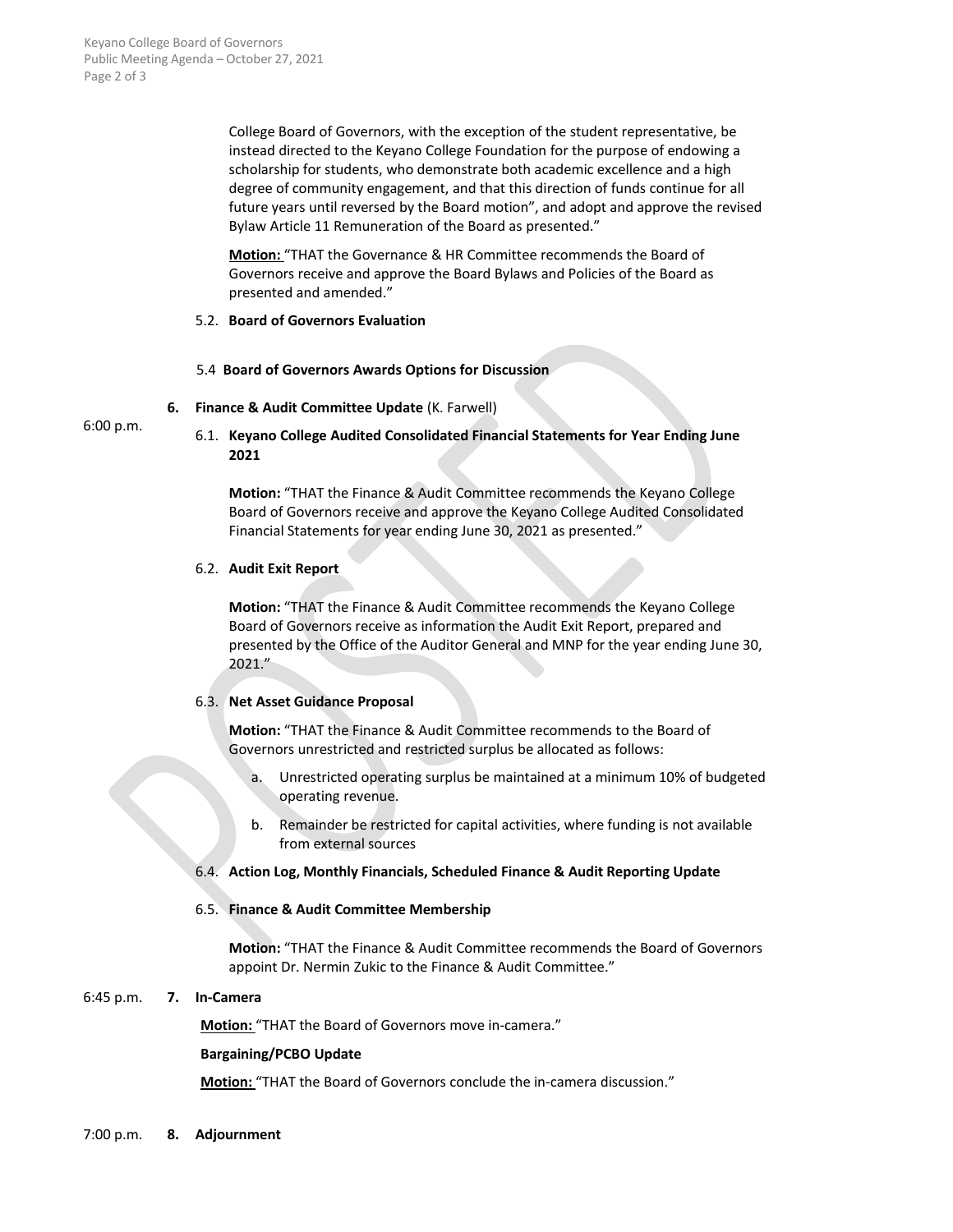College Board of Governors, with the exception of the student representative, be instead directed to the Keyano College Foundation for the purpose of endowing a scholarship for students, who demonstrate both academic excellence and a high degree of community engagement, and that this direction of funds continue for all future years until reversed by the Board motion", and adopt and approve the revised Bylaw Article 11 Remuneration of the Board as presented."

**Motion:** "THAT the Governance & HR Committee recommends the Board of Governors receive and approve the Board Bylaws and Policies of the Board as presented and amended."

5.2. **Board of Governors Evaluation**

5.4 **Board of Governors Awards Options for Discussion**

6:00 p.m.

**6. Finance & Audit Committee Update** (K. Farwell)

6.1. **Keyano College Audited Consolidated Financial Statements for Year Ending June 2021**

**Motion:** "THAT the Finance & Audit Committee recommends the Keyano College Board of Governors receive and approve the Keyano College Audited Consolidated Financial Statements for year ending June 30, 2021 as presented."

6.2. **Audit Exit Report**

**Motion:** "THAT the Finance & Audit Committee recommends the Keyano College Board of Governors receive as information the Audit Exit Report, prepared and presented by the Office of the Auditor General and MNP for the year ending June 30, 2021."

6.3. **Net Asset Guidance Proposal**

**Motion:** "THAT the Finance & Audit Committee recommends to the Board of Governors unrestricted and restricted surplus be allocated as follows:

a. Unrestricted operating surplus be maintained at a minimum 10% of budgeted operating revenue.

b. Remainder be restricted for capital activities, where funding is not available from external sources

6.4. **Action Log, Monthly Financials, Scheduled Finance & Audit Reporting Update**

6.5. **Finance & Audit Committee Membership**

**Motion:** "THAT the Finance & Audit Committee recommends the Board of Governors appoint Dr. Nermin Zukic to the Finance & Audit Committee."

6:45 p.m. **7. In-Camera**

**Motion:** "THAT the Board of Governors move in-camera."

**Bargaining/PCBO Update**

**Motion:** "THAT the Board of Governors conclude the in-camera discussion."

7:00 p.m. **8. Adjournment**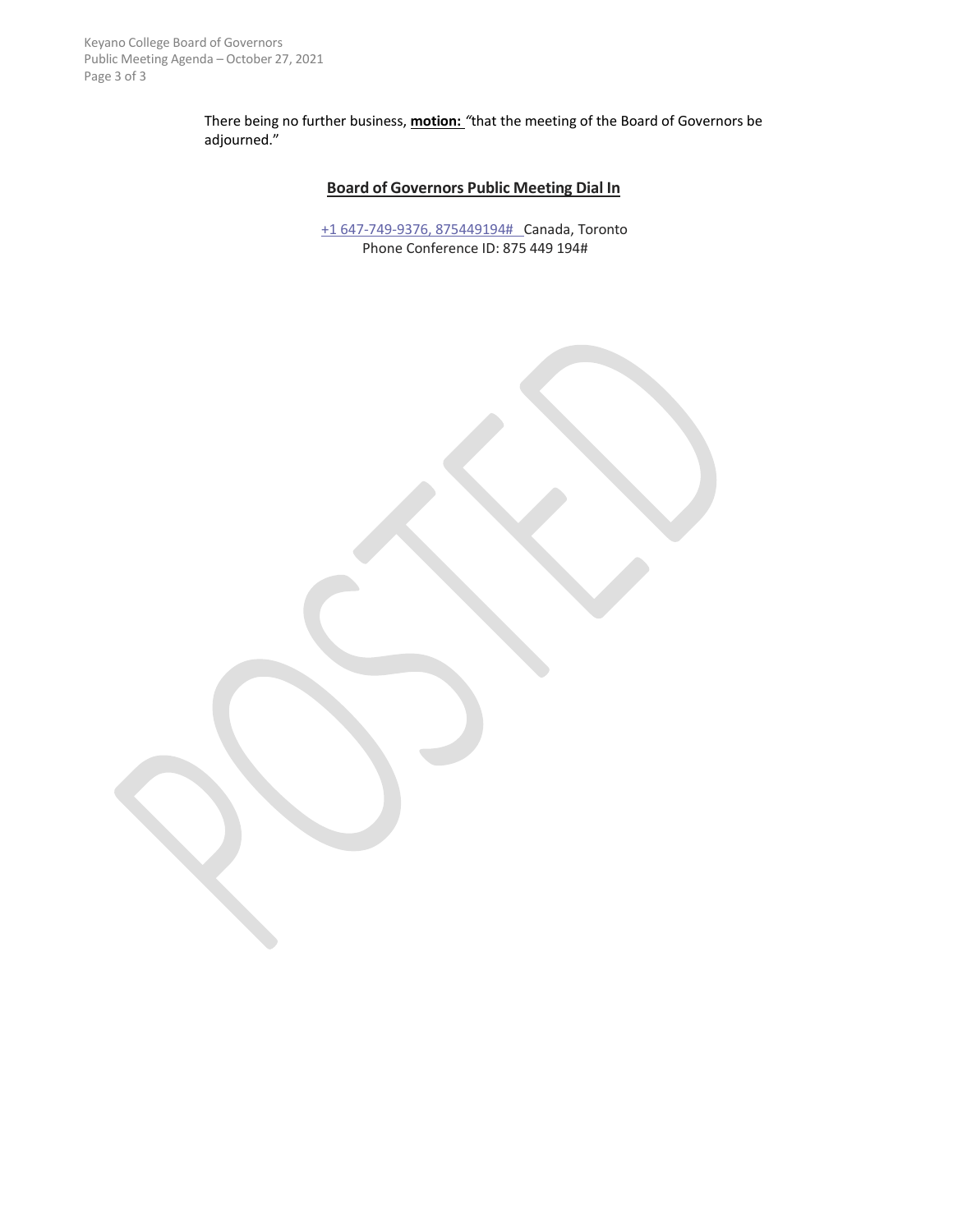There being no further business, **motion:** "that the meeting of the Board of Governors be adjourned."

## Board of Governors Public Meeting Dial In

+1 647-749-9376, 875449194# Canada, Toronto
Phone Conference ID: 875 449 194#

POSTED